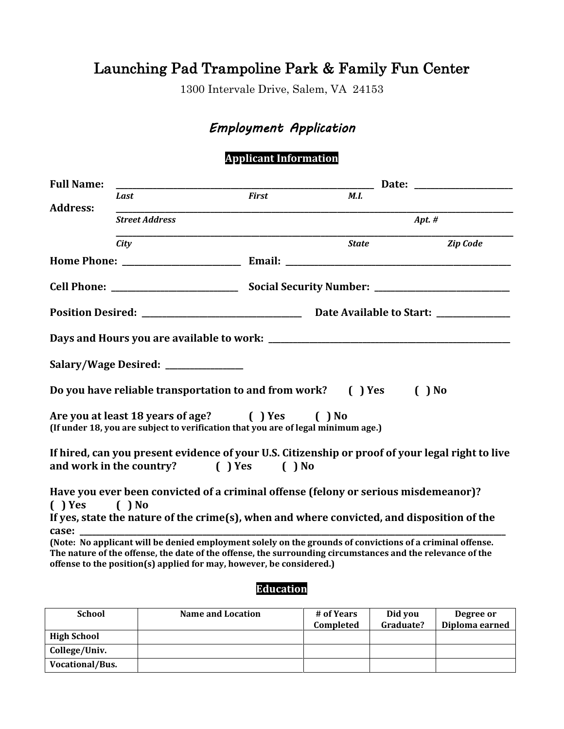# Launching Pad Trampoline Park & Family Fun Center

1300 Intervale Drive, Salem, VA 24153

## *Employment Application*

### Applicant Information

**Full Name:** ___________________________________________ **Date:** ________________

*Last* *First* *M.I.*

**Address:** ________________________________________________________________

*Street Address* *Apt. #*

________________________________________________________________

*City* *State* *Zip Code*

**Home Phone:** ____________________ **Email:** ________________________________________

**Cell Phone:** ____________________ **Social Security Number:** ______________________

**Position Desired:** ____________________________ **Date Available to Start:** ____________

**Days and Hours you are available to work:** ____________________________________________

**Salary/Wage Desired:** ______________

**Do you have reliable transportation to and from work?** **( ) Yes** **( ) No**

**Are you at least 18 years of age?** **( ) Yes** **( ) No**
**(If under 18, you are subject to verification that you are of legal minimum age.)**

**If hired, can you present evidence of your U.S. Citizenship or proof of your legal right to live and work in the country?** **( ) Yes** **( ) No**

**Have you ever been convicted of a criminal offense (felony or serious misdemeanor)?**
**( ) Yes** **( ) No**
**If yes, state the nature of the crime(s), when and where convicted, and disposition of the case:** ________________________________________________________________

**(Note: No applicant will be denied employment solely on the grounds of convictions of a criminal offense. The nature of the offense, the date of the offense, the surrounding circumstances and the relevance of the offense to the position(s) applied for may, however, be considered.)**

### Education

| School | Name and Location | # of Years Completed | Did you Graduate? | Degree or Diploma earned |
|---|---|---|---|---|
| High School | | | | |
| College/Univ. | | | | |
| Vocational/Bus. | | | | |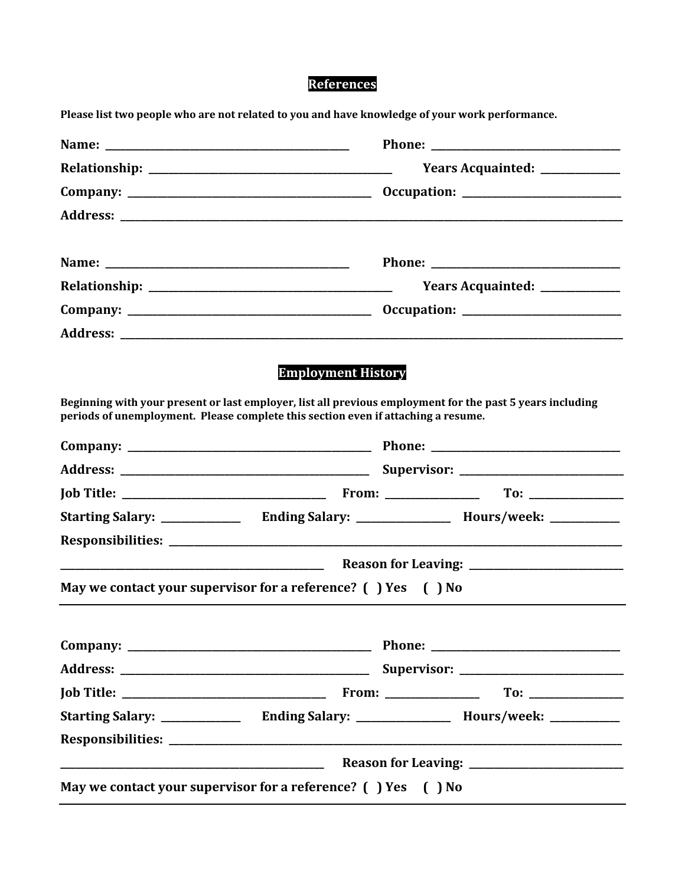## References

**Please list two people who are not related to you and have knowledge of your work performance.**

**Name:** ____________________________________________ **Phone:** ________________________________

**Relationship:** ____________________________________________ **Years Acquainted:** ______________

**Company:** ____________________________________________ **Occupation:** ____________________________

**Address:** ____________________________________________________________________________________________

**Name:** ____________________________________________ **Phone:** ________________________________

**Relationship:** ____________________________________________ **Years Acquainted:** ______________

**Company:** ____________________________________________ **Occupation:** ____________________________

**Address:** ____________________________________________________________________________________________

## Employment History

**Beginning with your present or last employer, list all previous employment for the past 5 years including periods of unemployment. Please complete this section even if attaching a resume.**

**Company:** ____________________________________________ **Phone:** ________________________________

**Address:** ____________________________________________ **Supervisor:** ____________________________

**Job Title:** ___________________________________ **From:** ________________ **To:** ________________

**Starting Salary:** ______________ **Ending Salary:** ________________ **Hours/week:** ____________

**Responsibilities:** ____________________________________________________________________________________

_______________________________________________ **Reason for Leaving:** ___________________________

**May we contact your supervisor for a reference? ( ) Yes ( ) No**

---

**Company:** ____________________________________________ **Phone:** ________________________________

**Address:** ____________________________________________ **Supervisor:** ____________________________

**Job Title:** ___________________________________ **From:** ________________ **To:** ________________

**Starting Salary:** ______________ **Ending Salary:** ________________ **Hours/week:** ____________

**Responsibilities:** ____________________________________________________________________________________

_______________________________________________ **Reason for Leaving:** ___________________________

**May we contact your supervisor for a reference? ( ) Yes ( ) No**

---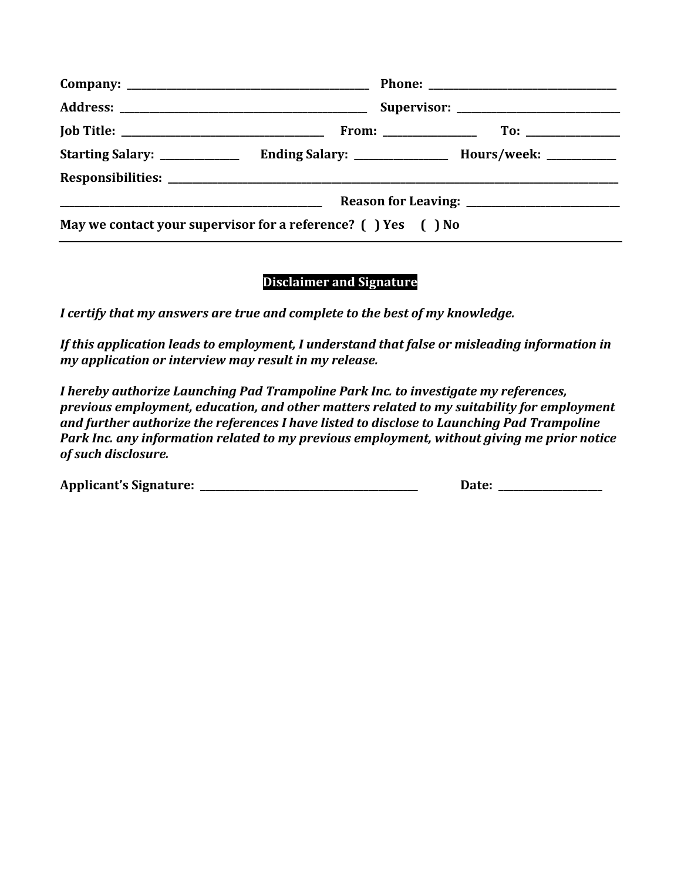**Company:** ______________________________ **Phone:** ______________________________

**Address:** ______________________________ **Supervisor:** ______________________________

**Job Title:** ______________________________ **From:** ______________ **To:** ______________

**Starting Salary:** ____________ **Ending Salary:** ______________ **Hours/week:** ____________

**Responsibilities:** ________________________________________________________________

________________________________________ **Reason for Leaving:** ______________________________

**May we contact your supervisor for a reference? ( ) Yes ( ) No**

---

## Disclaimer and Signature

***I certify that my answers are true and complete to the best of my knowledge.***

***If this application leads to employment, I understand that false or misleading information in my application or interview may result in my release.***

***I hereby authorize Launching Pad Trampoline Park Inc. to investigate my references, previous employment, education, and other matters related to my suitability for employment and further authorize the references I have listed to disclose to Launching Pad Trampoline Park Inc. any information related to my previous employment, without giving me prior notice of such disclosure.***

**Applicant's Signature:** ______________________________ **Date:** ______________